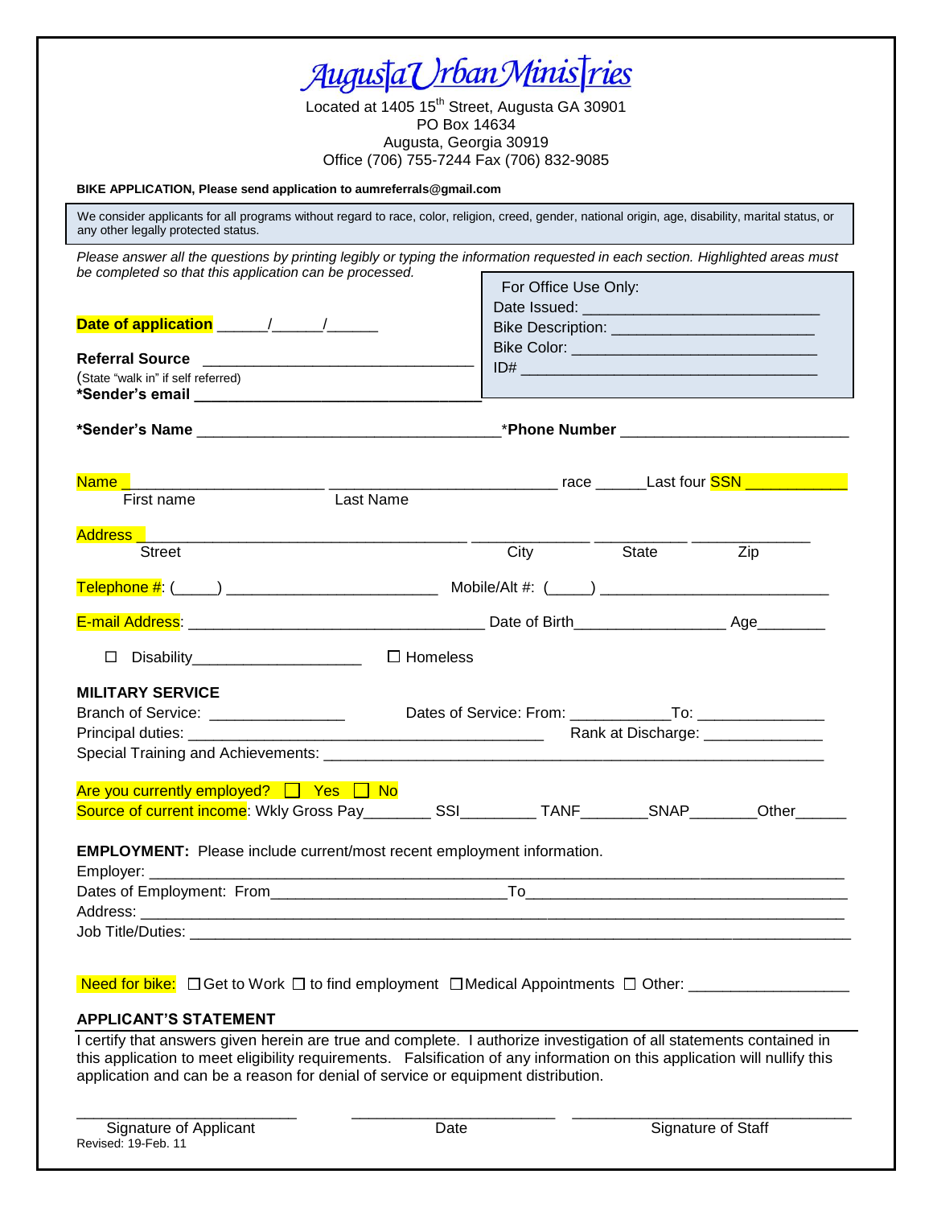# Augusta Urban Ministries

Located at 1405 15th Street, Augusta GA 30901
PO Box 14634
Augusta, Georgia 30919
Office (706) 755-7244 Fax (706) 832-9085

**BIKE APPLICATION, Please send application to aumreferrals@gmail.com**

We consider applicants for all programs without regard to race, color, religion, creed, gender, national origin, age, disability, marital status, or any other legally protected status.

*Please answer all the questions by printing legibly or typing the information requested in each section. Highlighted areas must be completed so that this application can be processed.*

**Date of application** ______/______/______

**Referral Source** ________________________________
(State "walk in" if self referred)

**\*Sender's email** ________________________________

> For Office Use Only:
> Date Issued: ____________________________
> Bike Description: ________________________
> Bike Color: ______________________________
> ID# ____________________________________

**\*Sender's Name** ___________________________________ **\*Phone Number** __________________________

Name ______________________ __________________________ race ______ Last four SSN ____________
First name Last Name

Address ______________________________________ ______________ __________ ______________
Street City State Zip

Telephone #: (_____) ________________________ Mobile/Alt #: (_____) ___________________________

E-mail Address: __________________________________ Date of Birth_________________ Age________

☐ Disability____________________ ☐ Homeless

**MILITARY SERVICE**

Branch of Service: ________________ Dates of Service: From: ___________To: _______________

Principal duties: ________________________________________ Rank at Discharge: ______________

Special Training and Achievements: ____________________________________________________

Are you currently employed? ☐ Yes ☐ No

Source of current income: Wkly Gross Pay________ SSI_________ TANF________SNAP________Other______

**EMPLOYMENT:** Please include current/most recent employment information.

Employer: _______________________________________________________________________________

Dates of Employment: From___________________________To______________________________________

Address: ________________________________________________________________________________

Job Title/Duties: _________________________________________________________________________

Need for bike: ☐ Get to Work ☐ to find employment ☐ Medical Appointments ☐ Other: __________________

**APPLICANT'S STATEMENT**

I certify that answers given herein are true and complete. I authorize investigation of all statements contained in this application to meet eligibility requirements. Falsification of any information on this application will nullify this application and can be a reason for denial of service or equipment distribution.

_________________________ _________________________ _________________________
Signature of Applicant Date Signature of Staff

Revised: 19-Feb. 11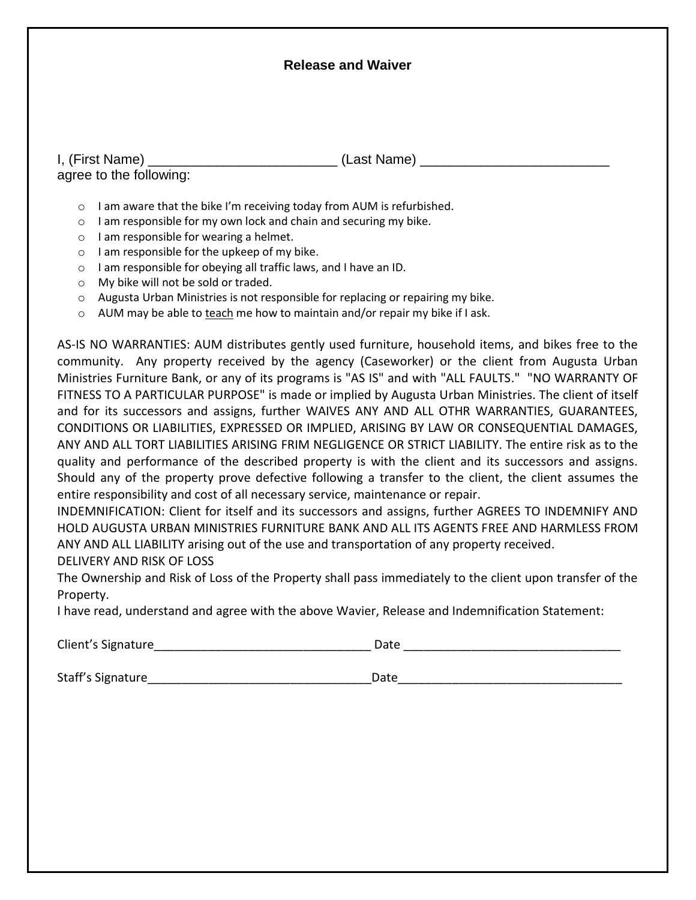## Release and Waiver

I, (First Name) _________________________ (Last Name) _________________________ agree to the following:

- I am aware that the bike I'm receiving today from AUM is refurbished.
- I am responsible for my own lock and chain and securing my bike.
- I am responsible for wearing a helmet.
- I am responsible for the upkeep of my bike.
- I am responsible for obeying all traffic laws, and I have an ID.
- My bike will not be sold or traded.
- Augusta Urban Ministries is not responsible for replacing or repairing my bike.
- AUM may be able to <u>teach</u> me how to maintain and/or repair my bike if I ask.

AS-IS NO WARRANTIES: AUM distributes gently used furniture, household items, and bikes free to the community. Any property received by the agency (Caseworker) or the client from Augusta Urban Ministries Furniture Bank, or any of its programs is "AS IS" and with "ALL FAULTS." "NO WARRANTY OF FITNESS TO A PARTICULAR PURPOSE" is made or implied by Augusta Urban Ministries. The client of itself and for its successors and assigns, further WAIVES ANY AND ALL OTHR WARRANTIES, GUARANTEES, CONDITIONS OR LIABILITIES, EXPRESSED OR IMPLIED, ARISING BY LAW OR CONSEQUENTIAL DAMAGES, ANY AND ALL TORT LIABILITIES ARISING FRIM NEGLIGENCE OR STRICT LIABILITY. The entire risk as to the quality and performance of the described property is with the client and its successors and assigns. Should any of the property prove defective following a transfer to the client, the client assumes the entire responsibility and cost of all necessary service, maintenance or repair.

INDEMNIFICATION: Client for itself and its successors and assigns, further AGREES TO INDEMNIFY AND HOLD AUGUSTA URBAN MINISTRIES FURNITURE BANK AND ALL ITS AGENTS FREE AND HARMLESS FROM ANY AND ALL LIABILITY arising out of the use and transportation of any property received.

DELIVERY AND RISK OF LOSS

The Ownership and Risk of Loss of the Property shall pass immediately to the client upon transfer of the Property.

I have read, understand and agree with the above Wavier, Release and Indemnification Statement:

Client's Signature________________________________ Date ________________________________

Staff's Signature_________________________________Date_________________________________